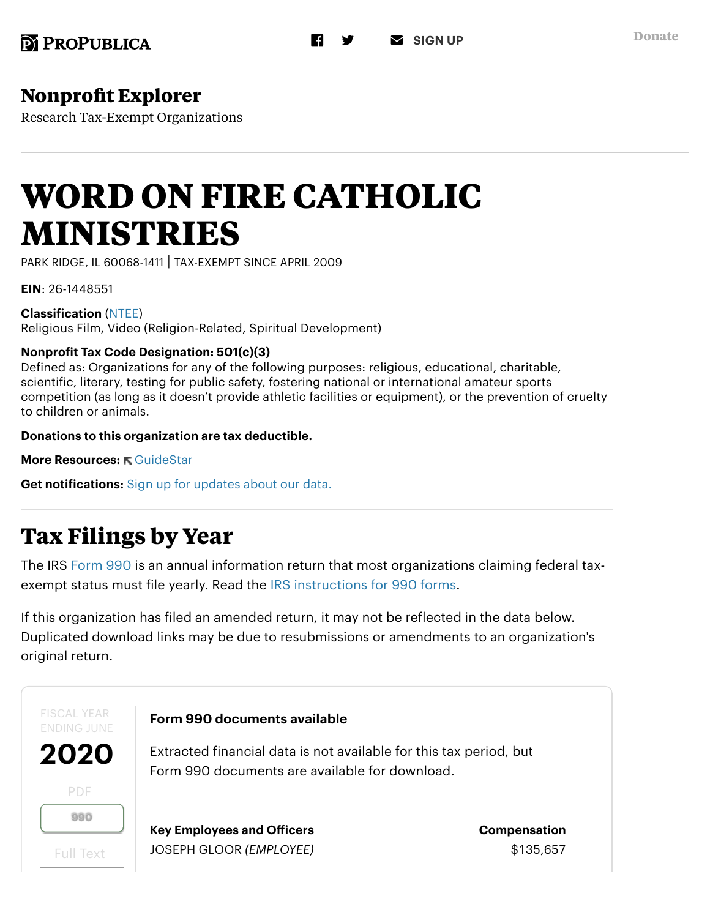ProPublica | SIGN UP | Donate

# Nonprofit Explorer

Research Tax-Exempt Organizations

# WORD ON FIRE CATHOLIC MINISTRIES

PARK RIDGE, IL 60068-1411 | TAX-EXEMPT SINCE APRIL 2009

**EIN**: 26-1448551

**Classification** (NTEE)
Religious Film, Video (Religion-Related, Spiritual Development)

**Nonprofit Tax Code Designation: 501(c)(3)**
Defined as: Organizations for any of the following purposes: religious, educational, charitable, scientific, literary, testing for public safety, fostering national or international amateur sports competition (as long as it doesn't provide athletic facilities or equipment), or the prevention of cruelty to children or animals.

**Donations to this organization are tax deductible.**

**More Resources:** GuideStar

**Get notifications:** Sign up for updates about our data.

## Tax Filings by Year

The IRS Form 990 is an annual information return that most organizations claiming federal tax-exempt status must file yearly. Read the IRS instructions for 990 forms.

If this organization has filed an amended return, it may not be reflected in the data below. Duplicated download links may be due to resubmissions or amendments to an organization's original return.

FISCAL YEAR ENDING JUNE

**2020**

PDF

990

Full Text

**Form 990 documents available**

Extracted financial data is not available for this tax period, but Form 990 documents are available for download.

| Key Employees and Officers | Compensation |
| --- | --- |
| JOSEPH GLOOR *(EMPLOYEE)* | $135,657 |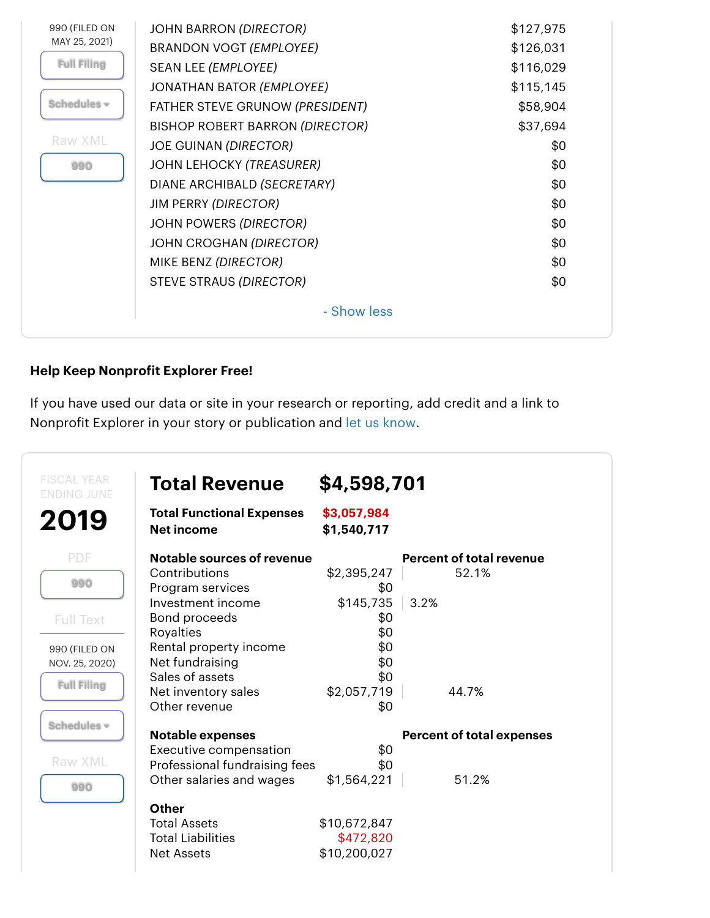990 (FILED ON MAY 25, 2021)

Full Filing

Schedules

Raw XML

990

| | |
|---|---|
| JOHN BARRON *(DIRECTOR)* | $127,975 |
| BRANDON VOGT *(EMPLOYEE)* | $126,031 |
| SEAN LEE *(EMPLOYEE)* | $116,029 |
| JONATHAN BATOR *(EMPLOYEE)* | $115,145 |
| FATHER STEVE GRUNOW *(PRESIDENT)* | $58,904 |
| BISHOP ROBERT BARRON *(DIRECTOR)* | $37,694 |
| JOE GUINAN *(DIRECTOR)* | $0 |
| JOHN LEHOCKY *(TREASURER)* | $0 |
| DIANE ARCHIBALD *(SECRETARY)* | $0 |
| JIM PERRY *(DIRECTOR)* | $0 |
| JOHN POWERS *(DIRECTOR)* | $0 |
| JOHN CROGHAN *(DIRECTOR)* | $0 |
| MIKE BENZ *(DIRECTOR)* | $0 |
| STEVE STRAUS *(DIRECTOR)* | $0 |

- Show less

**Help Keep Nonprofit Explorer Free!**

If you have used our data or site in your research or reporting, add credit and a link to Nonprofit Explorer in your story or publication and let us know.

FISCAL YEAR ENDING JUNE

# 2019

PDF

990

Full Text

990 (FILED ON NOV. 25, 2020)

Full Filing

Schedules

Raw XML

990

## Total Revenue $4,598,701

**Total Functional Expenses** **$3,057,984**

**Net income** **$1,540,717**

| Notable sources of revenue | | Percent of total revenue |
|---|---|---|
| Contributions | $2,395,247 | 52.1% |
| Program services | $0 | |
| Investment income | $145,735 | 3.2% |
| Bond proceeds | $0 | |
| Royalties | $0 | |
| Rental property income | $0 | |
| Net fundraising | $0 | |
| Sales of assets | $0 | |
| Net inventory sales | $2,057,719 | 44.7% |
| Other revenue | $0 | |

| Notable expenses | | Percent of total expenses |
|---|---|---|
| Executive compensation | $0 | |
| Professional fundraising fees | $0 | |
| Other salaries and wages | $1,564,221 | 51.2% |

| Other | |
|---|---|
| Total Assets | $10,672,847 |
| Total Liabilities | $472,820 |
| Net Assets | $10,200,027 |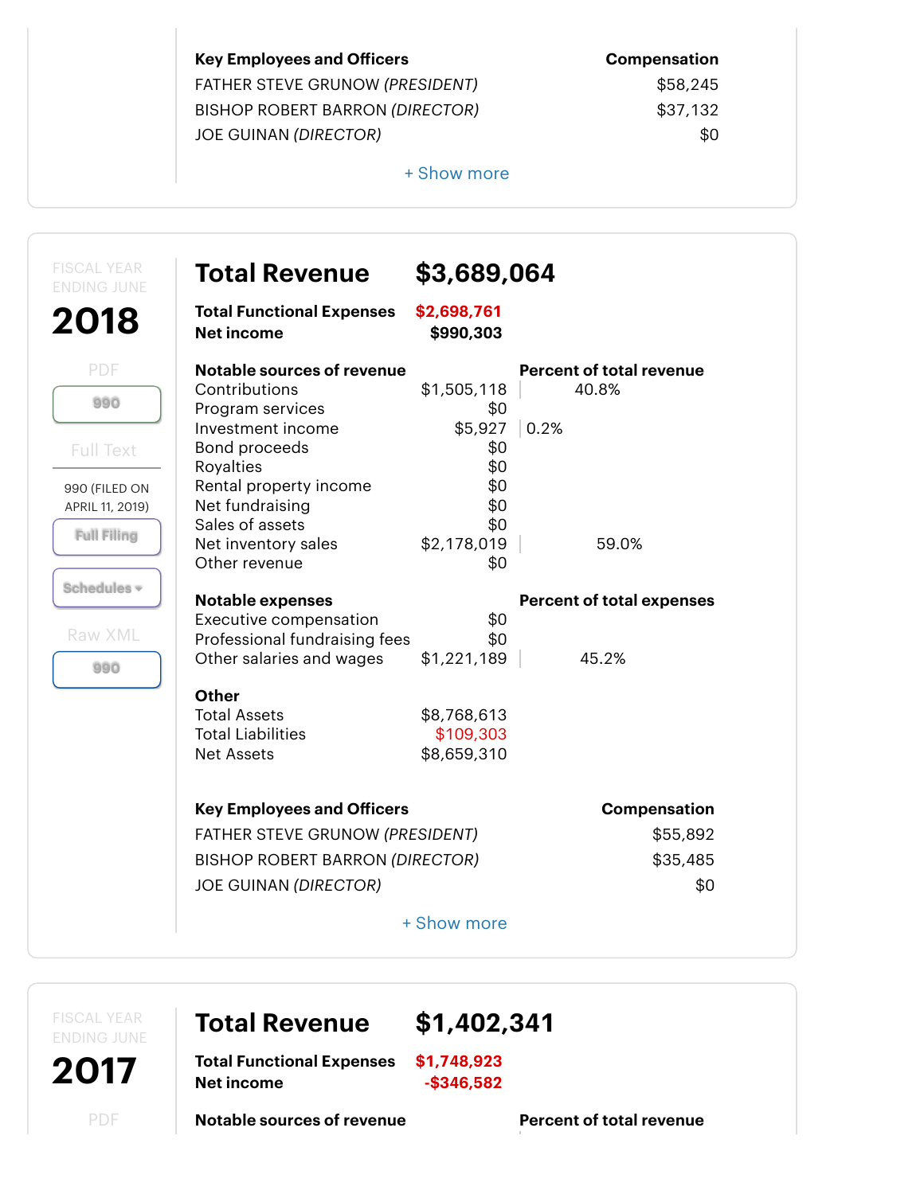| Key Employees and Officers | Compensation |
|---|---|
| FATHER STEVE GRUNOW *(PRESIDENT)* | $58,245 |
| BISHOP ROBERT BARRON *(DIRECTOR)* | $37,132 |
| JOE GUINAN *(DIRECTOR)* | $0 |

+ Show more

FISCAL YEAR ENDING JUNE

## 2018

PDF

990

Full Text

990 (FILED ON APRIL 11, 2019)

Full Filing

Schedules

Raw XML

990

## Total Revenue $3,689,064

**Total Functional Expenses** **$2,698,761**

**Net income** **$990,303**

| Notable sources of revenue | | Percent of total revenue |
|---|---|---|
| Contributions | $1,505,118 | 40.8% |
| Program services | $0 | |
| Investment income | $5,927 | 0.2% |
| Bond proceeds | $0 | |
| Royalties | $0 | |
| Rental property income | $0 | |
| Net fundraising | $0 | |
| Sales of assets | $0 | |
| Net inventory sales | $2,178,019 | 59.0% |
| Other revenue | $0 | |

| Notable expenses | | Percent of total expenses |
|---|---|---|
| Executive compensation | $0 | |
| Professional fundraising fees | $0 | |
| Other salaries and wages | $1,221,189 | 45.2% |

| Other | |
|---|---|
| Total Assets | $8,768,613 |
| Total Liabilities | $109,303 |
| Net Assets | $8,659,310 |

| Key Employees and Officers | Compensation |
|---|---|
| FATHER STEVE GRUNOW *(PRESIDENT)* | $55,892 |
| BISHOP ROBERT BARRON *(DIRECTOR)* | $35,485 |
| JOE GUINAN *(DIRECTOR)* | $0 |

+ Show more

FISCAL YEAR ENDING JUNE

## 2017

PDF

## Total Revenue $1,402,341

**Total Functional Expenses** **$1,748,923**

**Net income** **-$346,582**

**Notable sources of revenue** **Percent of total revenue**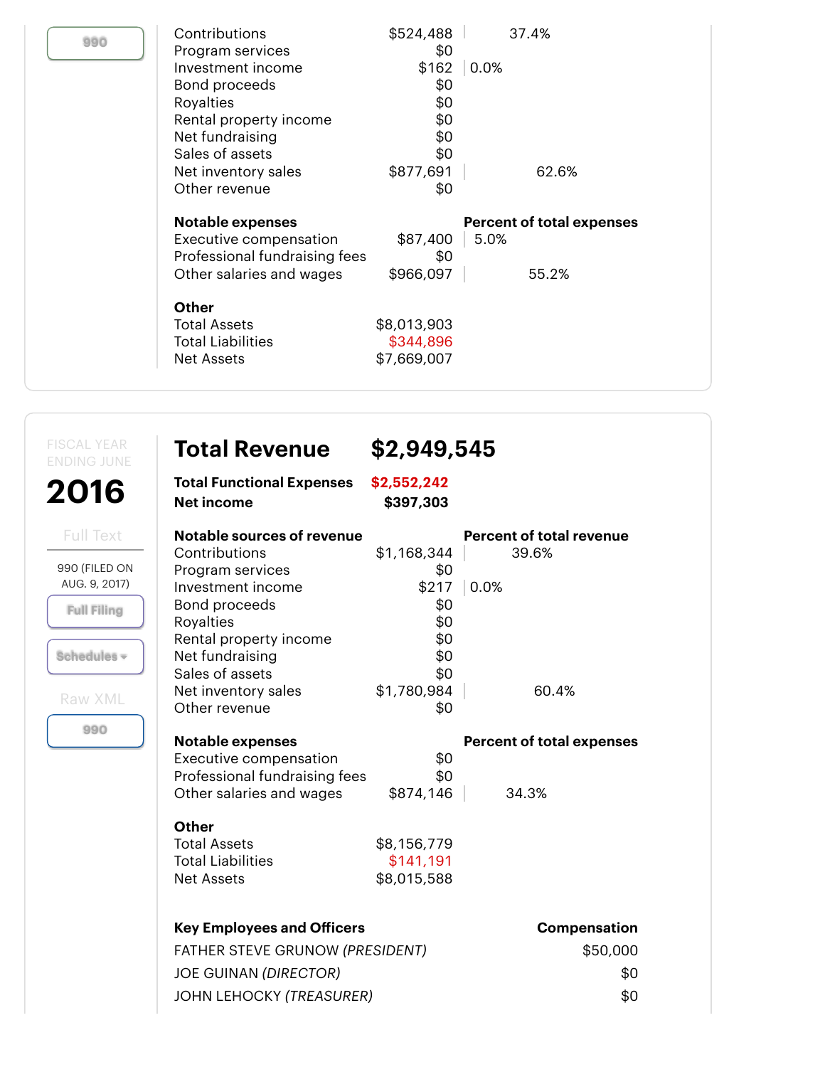990

| | | |
|---|---|---|
| Contributions | $524,488 | 37.4% |
| Program services | $0 | |
| Investment income | $162 | 0.0% |
| Bond proceeds | $0 | |
| Royalties | $0 | |
| Rental property income | $0 | |
| Net fundraising | $0 | |
| Sales of assets | $0 | |
| Net inventory sales | $877,691 | 62.6% |
| Other revenue | $0 | |

| Notable expenses | | Percent of total expenses |
|---|---|---|
| Executive compensation | $87,400 | 5.0% |
| Professional fundraising fees | $0 | |
| Other salaries and wages | $966,097 | 55.2% |

**Other**

| | |
|---|---|
| Total Assets | $8,013,903 |
| Total Liabilities | $344,896 |
| Net Assets | $7,669,007 |

---

FISCAL YEAR ENDING JUNE

# 2016

Full Text

990 (FILED ON AUG. 9, 2017)

Full Filing

Schedules

Raw XML

990

## Total Revenue $2,949,545

**Total Functional Expenses** $2,552,242

**Net income** $397,303

| Notable sources of revenue | | Percent of total revenue |
|---|---|---|
| Contributions | $1,168,344 | 39.6% |
| Program services | $0 | |
| Investment income | $217 | 0.0% |
| Bond proceeds | $0 | |
| Royalties | $0 | |
| Rental property income | $0 | |
| Net fundraising | $0 | |
| Sales of assets | $0 | |
| Net inventory sales | $1,780,984 | 60.4% |
| Other revenue | $0 | |

| Notable expenses | | Percent of total expenses |
|---|---|---|
| Executive compensation | $0 | |
| Professional fundraising fees | $0 | |
| Other salaries and wages | $874,146 | 34.3% |

**Other**

| | |
|---|---|
| Total Assets | $8,156,779 |
| Total Liabilities | $141,191 |
| Net Assets | $8,015,588 |

| Key Employees and Officers | Compensation |
|---|---|
| FATHER STEVE GRUNOW *(PRESIDENT)* | $50,000 |
| JOE GUINAN *(DIRECTOR)* | $0 |
| JOHN LEHOCKY *(TREASURER)* | $0 |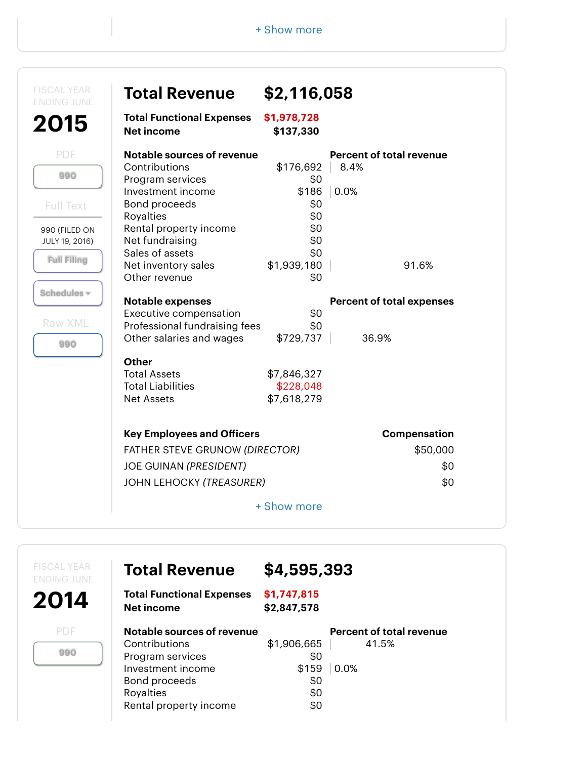+ Show more

FISCAL YEAR ENDING JUNE

## 2015

PDF

990

Full Text

990 (FILED ON JULY 19, 2016)

Full Filing

Schedules

Raw XML

990

## Total Revenue $2,116,058

**Total Functional Expenses** **$1,978,728**
**Net income** **$137,330**

| Notable sources of revenue | | Percent of total revenue |
|---|---|---|
| Contributions | $176,692 | 8.4% |
| Program services | $0 | |
| Investment income | $186 | 0.0% |
| Bond proceeds | $0 | |
| Royalties | $0 | |
| Rental property income | $0 | |
| Net fundraising | $0 | |
| Sales of assets | $0 | |
| Net inventory sales | $1,939,180 | 91.6% |
| Other revenue | $0 | |

| Notable expenses | | Percent of total expenses |
|---|---|---|
| Executive compensation | $0 | |
| Professional fundraising fees | $0 | |
| Other salaries and wages | $729,737 | 36.9% |

| Other | |
|---|---|
| Total Assets | $7,846,327 |
| Total Liabilities | $228,048 |
| Net Assets | $7,618,279 |

| Key Employees and Officers | Compensation |
|---|---|
| FATHER STEVE GRUNOW *(DIRECTOR)* | $50,000 |
| JOE GUINAN *(PRESIDENT)* | $0 |
| JOHN LEHOCKY *(TREASURER)* | $0 |

+ Show more

FISCAL YEAR ENDING JUNE

## 2014

PDF

990

## Total Revenue $4,595,393

**Total Functional Expenses** **$1,747,815**
**Net income** **$2,847,578**

| Notable sources of revenue | | Percent of total revenue |
|---|---|---|
| Contributions | $1,906,665 | 41.5% |
| Program services | $0 | |
| Investment income | $159 | 0.0% |
| Bond proceeds | $0 | |
| Royalties | $0 | |
| Rental property income | $0 | |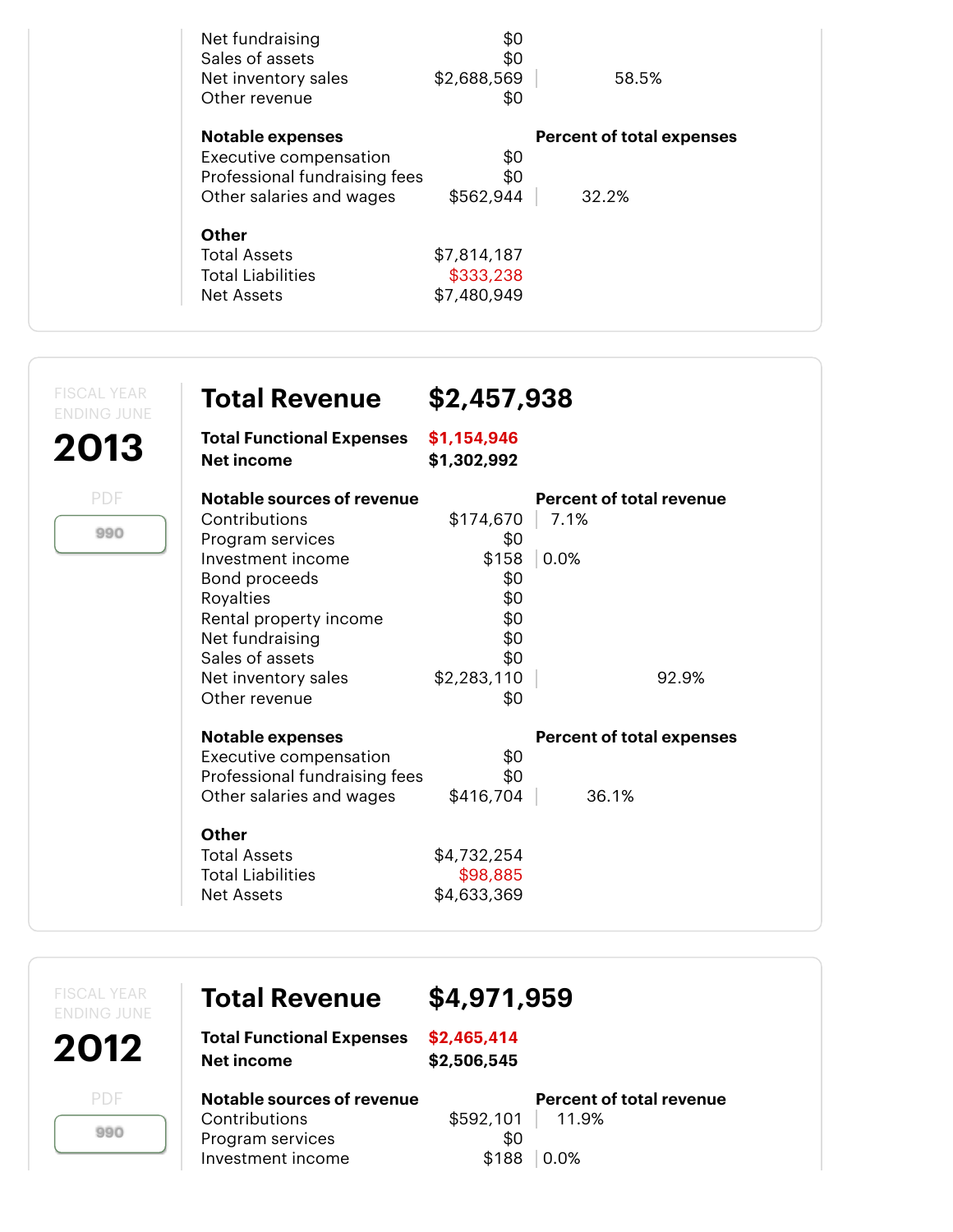| | | |
|---|---|---|
| Net fundraising | $0 | |
| Sales of assets | $0 | |
| Net inventory sales | $2,688,569 | 58.5% |
| Other revenue | $0 | |

| Notable expenses | | Percent of total expenses |
|---|---|---|
| Executive compensation | $0 | |
| Professional fundraising fees | $0 | |
| Other salaries and wages | $562,944 | 32.2% |

| Other | |
|---|---|
| Total Assets | $7,814,187 |
| Total Liabilities | $333,238 |
| Net Assets | $7,480,949 |

FISCAL YEAR ENDING JUNE

## 2013

PDF

990

| Total Revenue | $2,457,938 |
|---|---|
| Total Functional Expenses | $1,154,946 |
| Net income | $1,302,992 |

| Notable sources of revenue | | Percent of total revenue |
|---|---|---|
| Contributions | $174,670 | 7.1% |
| Program services | $0 | |
| Investment income | $158 | 0.0% |
| Bond proceeds | $0 | |
| Royalties | $0 | |
| Rental property income | $0 | |
| Net fundraising | $0 | |
| Sales of assets | $0 | |
| Net inventory sales | $2,283,110 | 92.9% |
| Other revenue | $0 | |

| Notable expenses | | Percent of total expenses |
|---|---|---|
| Executive compensation | $0 | |
| Professional fundraising fees | $0 | |
| Other salaries and wages | $416,704 | 36.1% |

| Other | |
|---|---|
| Total Assets | $4,732,254 |
| Total Liabilities | $98,885 |
| Net Assets | $4,633,369 |

FISCAL YEAR ENDING JUNE

## 2012

PDF

990

| Total Revenue | $4,971,959 |
|---|---|
| Total Functional Expenses | $2,465,414 |
| Net income | $2,506,545 |

| Notable sources of revenue | | Percent of total revenue |
|---|---|---|
| Contributions | $592,101 | 11.9% |
| Program services | $0 | |
| Investment income | $188 | 0.0% |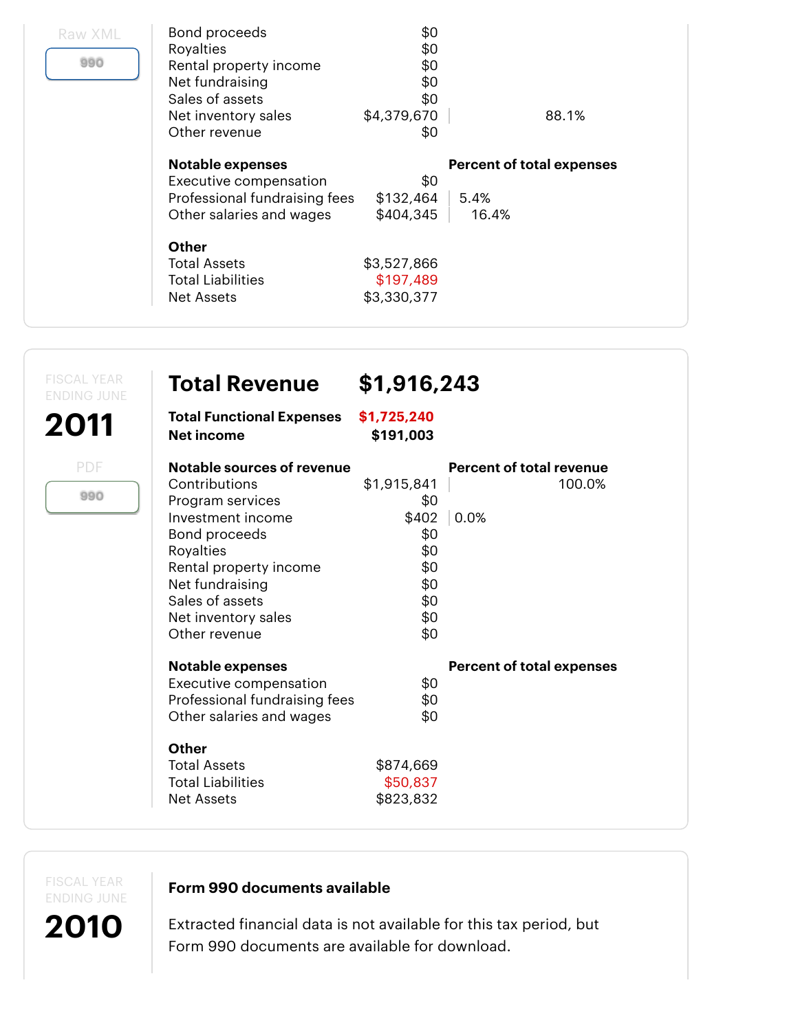Raw XML

990

| | | |
|---|---|---|
| Bond proceeds | $0 | |
| Royalties | $0 | |
| Rental property income | $0 | |
| Net fundraising | $0 | |
| Sales of assets | $0 | |
| Net inventory sales | $4,379,670 | 88.1% |
| Other revenue | $0 | |

| Notable expenses | | Percent of total expenses |
|---|---|---|
| Executive compensation | $0 | |
| Professional fundraising fees | $132,464 | 5.4% |
| Other salaries and wages | $404,345 | 16.4% |

| Other | |
|---|---|
| Total Assets | $3,527,866 |
| Total Liabilities | $197,489 |
| Net Assets | $3,330,377 |

FISCAL YEAR ENDING JUNE

## 2011

PDF

990

## Total Revenue $1,916,243

| | |
|---|---|
| **Total Functional Expenses** | **$1,725,240** |
| **Net income** | **$191,003** |

| Notable sources of revenue | | Percent of total revenue |
|---|---|---|
| Contributions | $1,915,841 | 100.0% |
| Program services | $0 | |
| Investment income | $402 | 0.0% |
| Bond proceeds | $0 | |
| Royalties | $0 | |
| Rental property income | $0 | |
| Net fundraising | $0 | |
| Sales of assets | $0 | |
| Net inventory sales | $0 | |
| Other revenue | $0 | |

| Notable expenses | | Percent of total expenses |
|---|---|---|
| Executive compensation | $0 | |
| Professional fundraising fees | $0 | |
| Other salaries and wages | $0 | |

| Other | |
|---|---|
| Total Assets | $874,669 |
| Total Liabilities | $50,837 |
| Net Assets | $823,832 |

FISCAL YEAR ENDING JUNE

## 2010

**Form 990 documents available**

Extracted financial data is not available for this tax period, but Form 990 documents are available for download.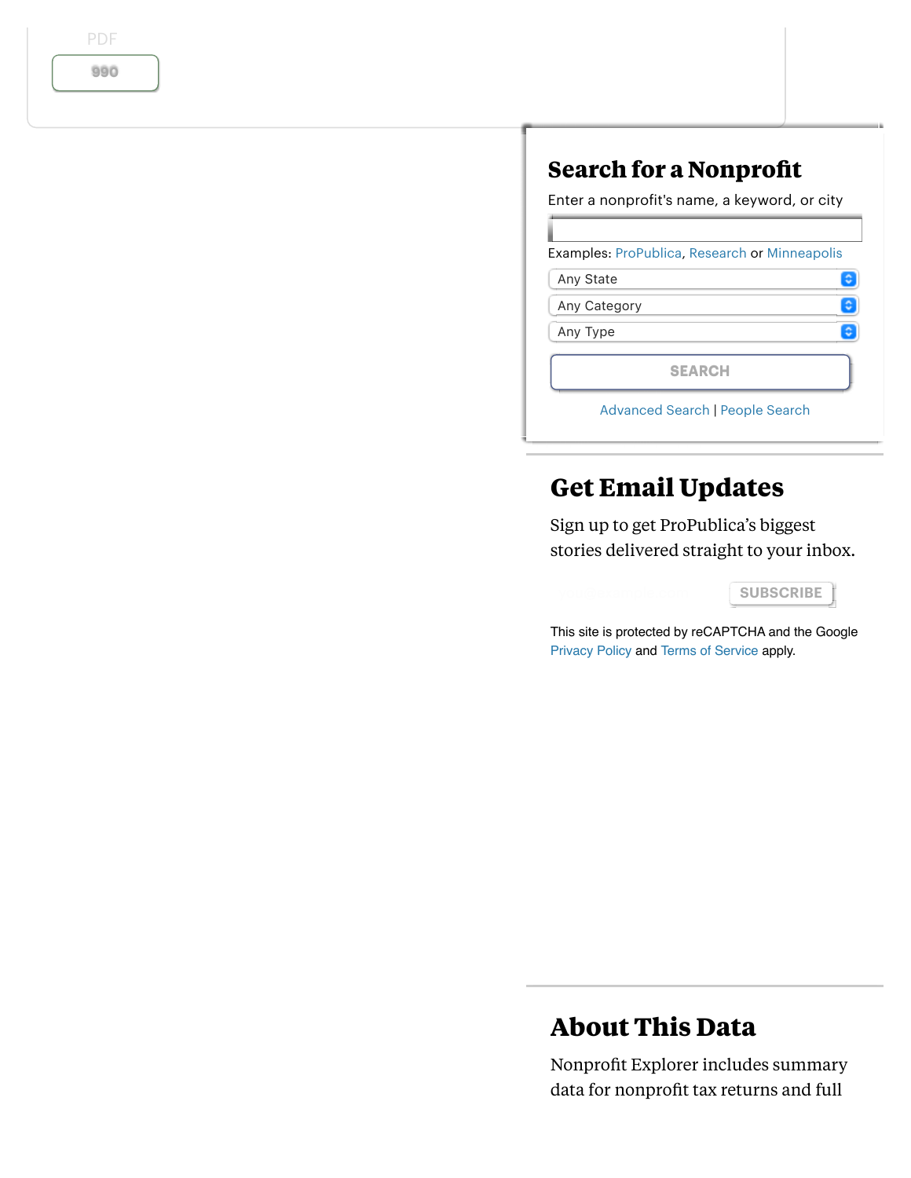PDF

990

## Search for a Nonprofit

Enter a nonprofit's name, a keyword, or city

Examples: ProPublica, Research or Minneapolis

Any State

Any Category

Any Type

SEARCH

Advanced Search | People Search

## Get Email Updates

Sign up to get ProPublica's biggest stories delivered straight to your inbox.

SUBSCRIBE

This site is protected by reCAPTCHA and the Google Privacy Policy and Terms of Service apply.

## About This Data

Nonprofit Explorer includes summary data for nonprofit tax returns and full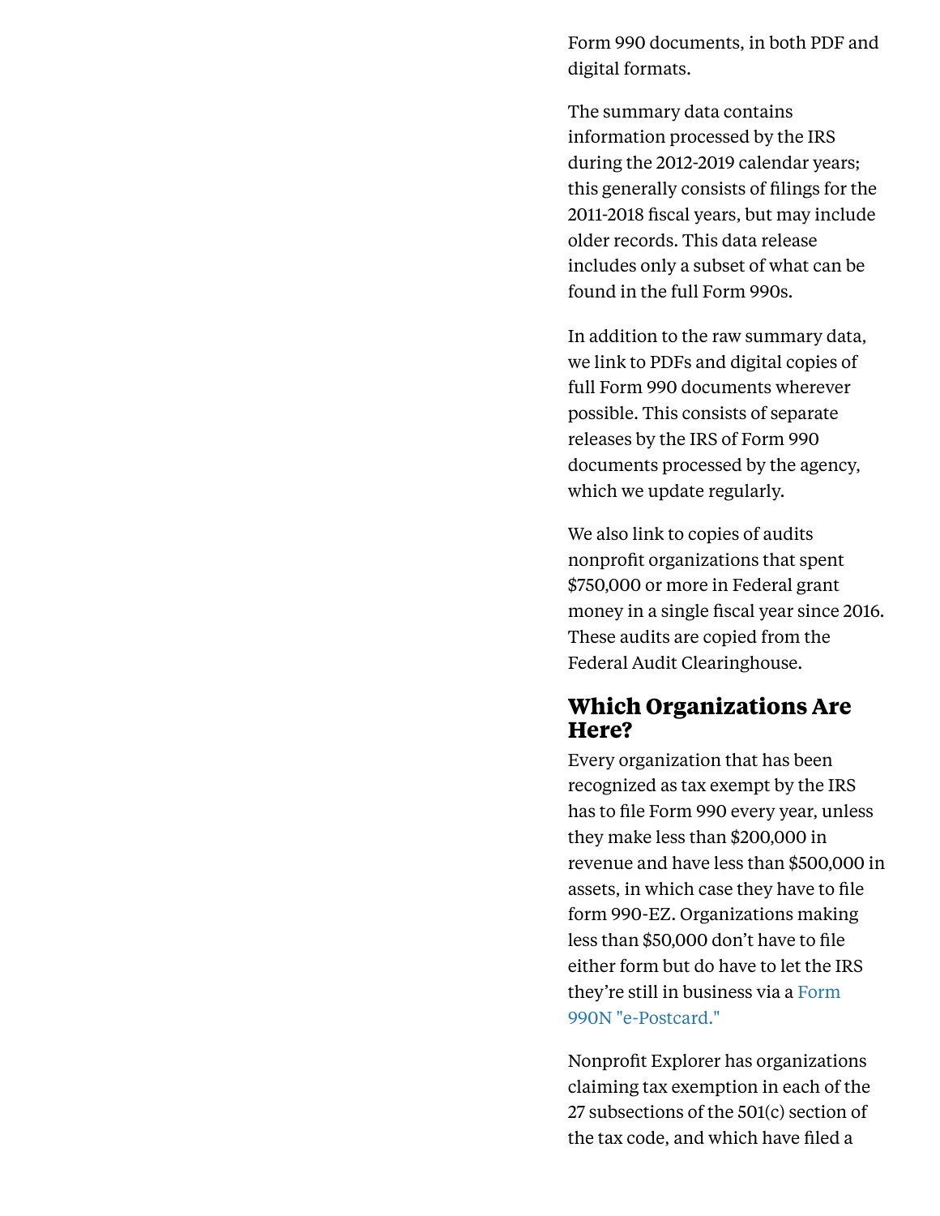Form 990 documents, in both PDF and digital formats.

The summary data contains information processed by the IRS during the 2012-2019 calendar years; this generally consists of filings for the 2011-2018 fiscal years, but may include older records. This data release includes only a subset of what can be found in the full Form 990s.

In addition to the raw summary data, we link to PDFs and digital copies of full Form 990 documents wherever possible. This consists of separate releases by the IRS of Form 990 documents processed by the agency, which we update regularly.

We also link to copies of audits nonprofit organizations that spent $750,000 or more in Federal grant money in a single fiscal year since 2016. These audits are copied from the Federal Audit Clearinghouse.

## Which Organizations Are Here?

Every organization that has been recognized as tax exempt by the IRS has to file Form 990 every year, unless they make less than $200,000 in revenue and have less than $500,000 in assets, in which case they have to file form 990-EZ. Organizations making less than $50,000 don't have to file either form but do have to let the IRS they're still in business via a Form 990N "e-Postcard."

Nonprofit Explorer has organizations claiming tax exemption in each of the 27 subsections of the 501(c) section of the tax code, and which have filed a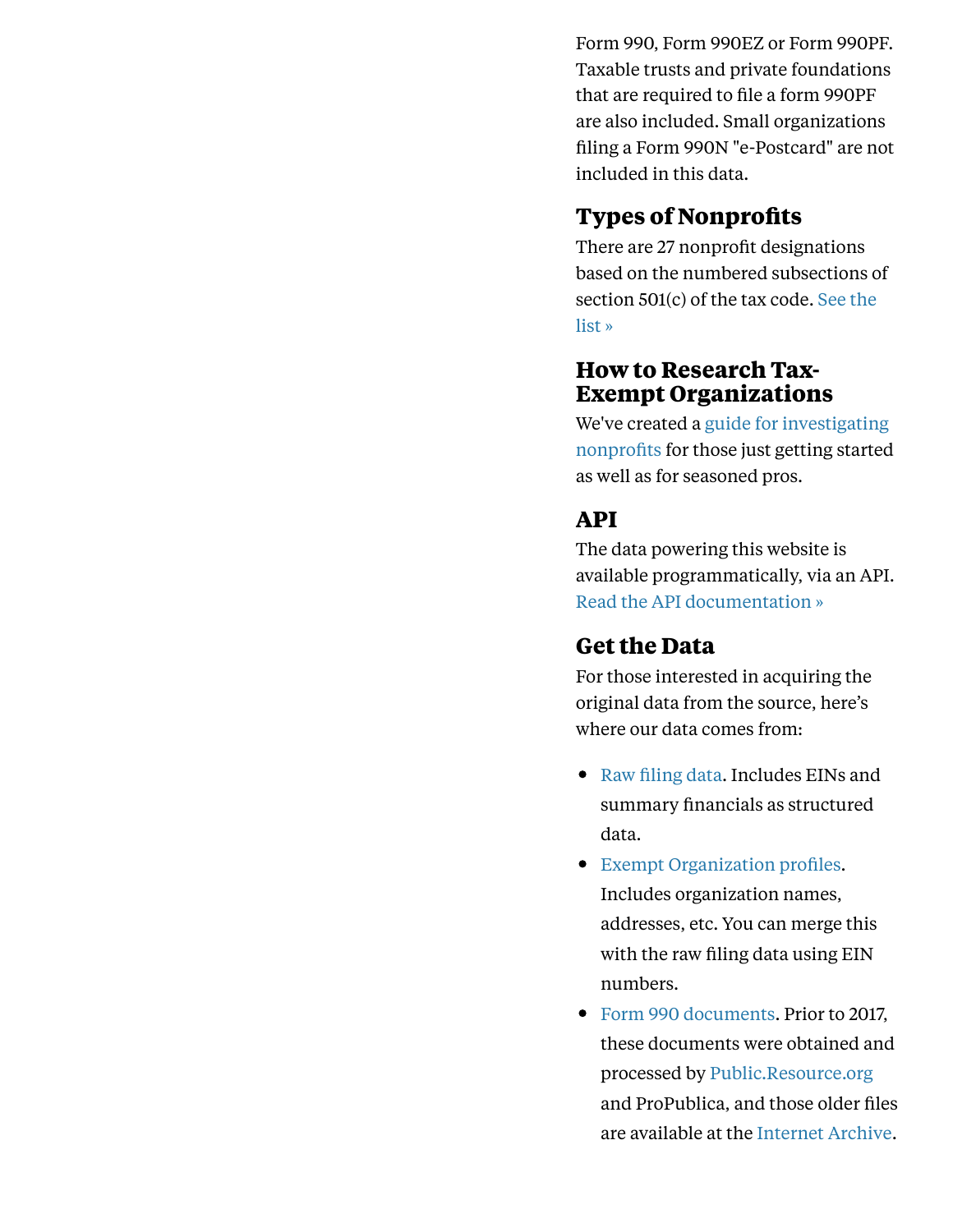Form 990, Form 990EZ or Form 990PF. Taxable trusts and private foundations that are required to file a form 990PF are also included. Small organizations filing a Form 990N "e-Postcard" are not included in this data.

## Types of Nonprofits

There are 27 nonprofit designations based on the numbered subsections of section 501(c) of the tax code. See the list »

## How to Research Tax-Exempt Organizations

We've created a guide for investigating nonprofits for those just getting started as well as for seasoned pros.

## API

The data powering this website is available programmatically, via an API. Read the API documentation »

## Get the Data

For those interested in acquiring the original data from the source, here's where our data comes from:

- Raw filing data. Includes EINs and summary financials as structured data.
- Exempt Organization profiles. Includes organization names, addresses, etc. You can merge this with the raw filing data using EIN numbers.
- Form 990 documents. Prior to 2017, these documents were obtained and processed by Public.Resource.org and ProPublica, and those older files are available at the Internet Archive.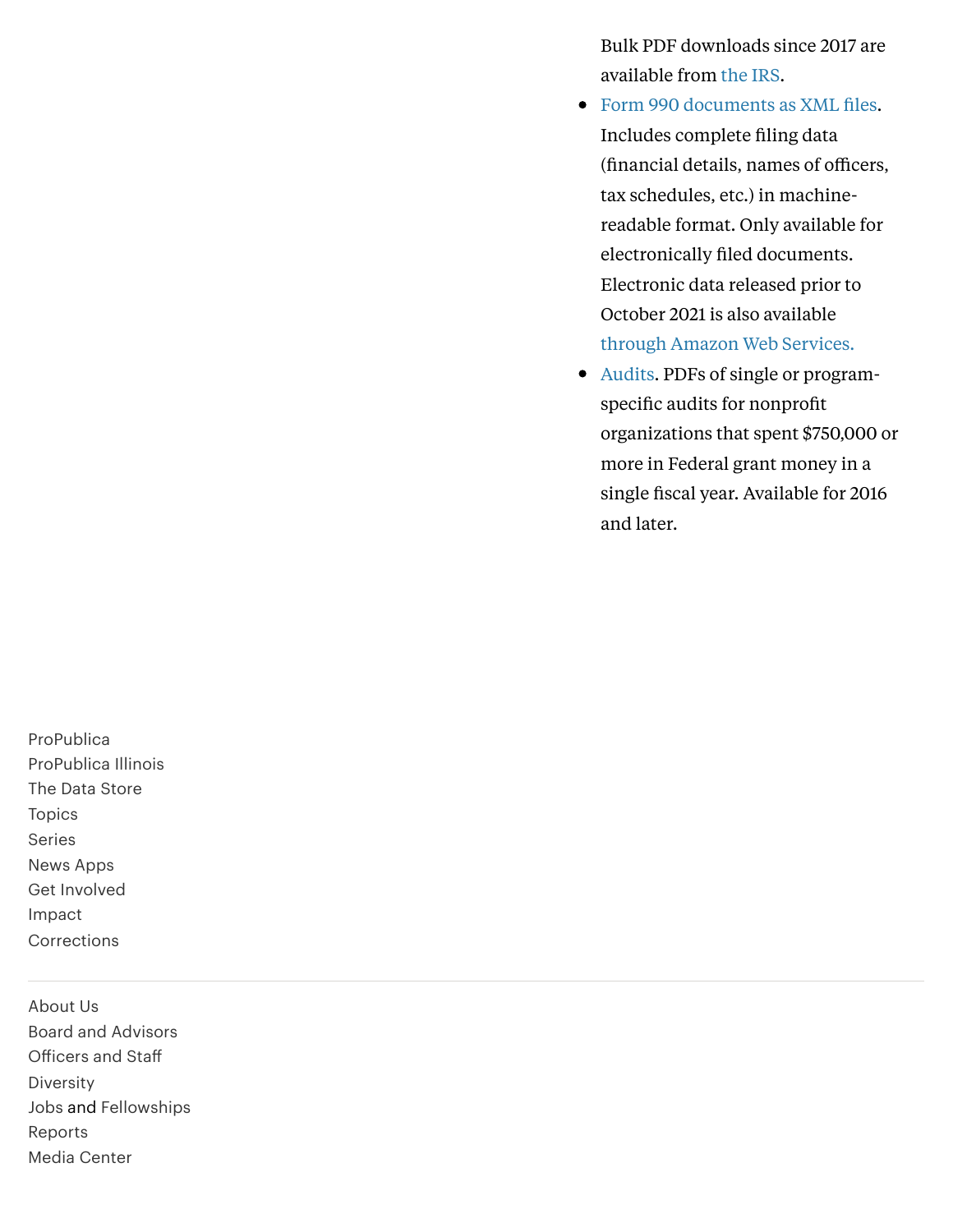Bulk PDF downloads since 2017 are available from the IRS.

- Form 990 documents as XML files. Includes complete filing data (financial details, names of officers, tax schedules, etc.) in machine-readable format. Only available for electronically filed documents. Electronic data released prior to October 2021 is also available through Amazon Web Services.
- Audits. PDFs of single or program-specific audits for nonprofit organizations that spent $750,000 or more in Federal grant money in a single fiscal year. Available for 2016 and later.

ProPublica
ProPublica Illinois
The Data Store
Topics
Series
News Apps
Get Involved
Impact
Corrections

---

About Us
Board and Advisors
Officers and Staff
Diversity
Jobs and Fellowships
Reports
Media Center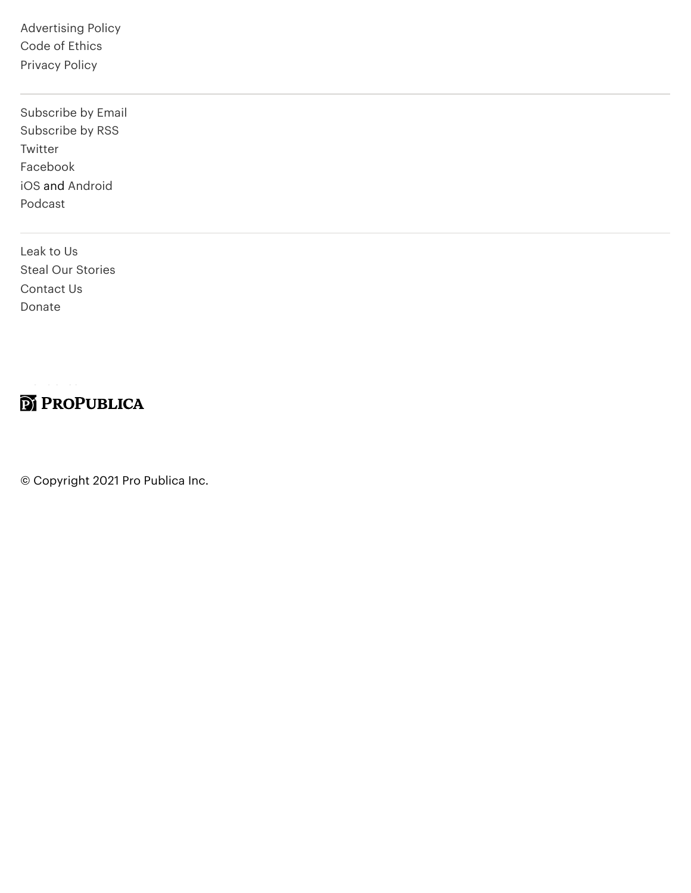Advertising Policy
Code of Ethics
Privacy Policy

---

Subscribe by Email
Subscribe by RSS
Twitter
Facebook
iOS and Android
Podcast

---

Leak to Us
Steal Our Stories
Contact Us
Donate

ProPublica

© Copyright 2021 Pro Publica Inc.